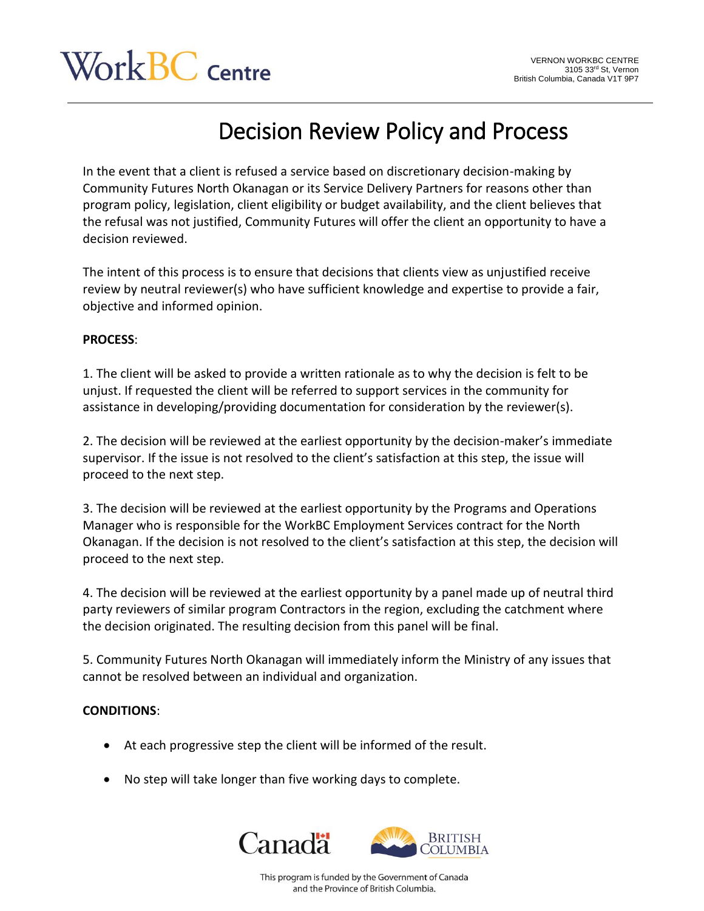WorkBC Centre

VERNON WORKBC CENTRE
3105 33rd St, Vernon
British Columbia, Canada V1T 9P7

# Decision Review Policy and Process

In the event that a client is refused a service based on discretionary decision-making by Community Futures North Okanagan or its Service Delivery Partners for reasons other than program policy, legislation, client eligibility or budget availability, and the client believes that the refusal was not justified, Community Futures will offer the client an opportunity to have a decision reviewed.

The intent of this process is to ensure that decisions that clients view as unjustified receive review by neutral reviewer(s) who have sufficient knowledge and expertise to provide a fair, objective and informed opinion.

**PROCESS**:

1. The client will be asked to provide a written rationale as to why the decision is felt to be unjust. If requested the client will be referred to support services in the community for assistance in developing/providing documentation for consideration by the reviewer(s).

2. The decision will be reviewed at the earliest opportunity by the decision-maker's immediate supervisor. If the issue is not resolved to the client's satisfaction at this step, the issue will proceed to the next step.

3. The decision will be reviewed at the earliest opportunity by the Programs and Operations Manager who is responsible for the WorkBC Employment Services contract for the North Okanagan. If the decision is not resolved to the client's satisfaction at this step, the decision will proceed to the next step.

4. The decision will be reviewed at the earliest opportunity by a panel made up of neutral third party reviewers of similar program Contractors in the region, excluding the catchment where the decision originated. The resulting decision from this panel will be final.

5. Community Futures North Okanagan will immediately inform the Ministry of any issues that cannot be resolved between an individual and organization.

**CONDITIONS**:

- At each progressive step the client will be informed of the result.
- No step will take longer than five working days to complete.

This program is funded by the Government of Canada and the Province of British Columbia.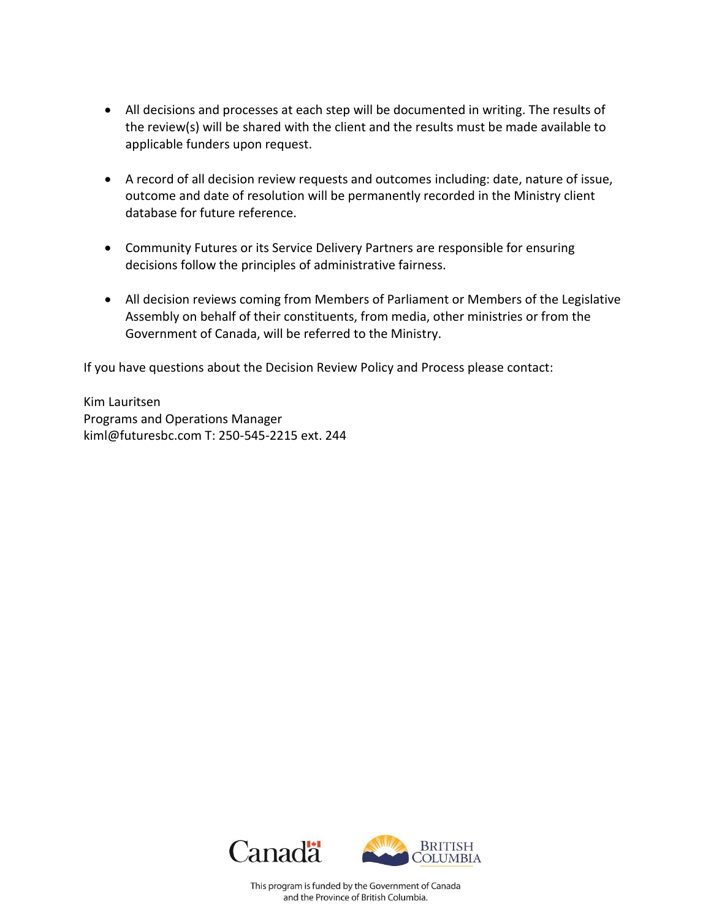- All decisions and processes at each step will be documented in writing. The results of the review(s) will be shared with the client and the results must be made available to applicable funders upon request.

- A record of all decision review requests and outcomes including: date, nature of issue, outcome and date of resolution will be permanently recorded in the Ministry client database for future reference.

- Community Futures or its Service Delivery Partners are responsible for ensuring decisions follow the principles of administrative fairness.

- All decision reviews coming from Members of Parliament or Members of the Legislative Assembly on behalf of their constituents, from media, other ministries or from the Government of Canada, will be referred to the Ministry.

If you have questions about the Decision Review Policy and Process please contact:

Kim Lauritsen
Programs and Operations Manager
kiml@futuresbc.com T: 250-545-2215 ext. 244

Canada BRITISH COLUMBIA

This program is funded by the Government of Canada and the Province of British Columbia.